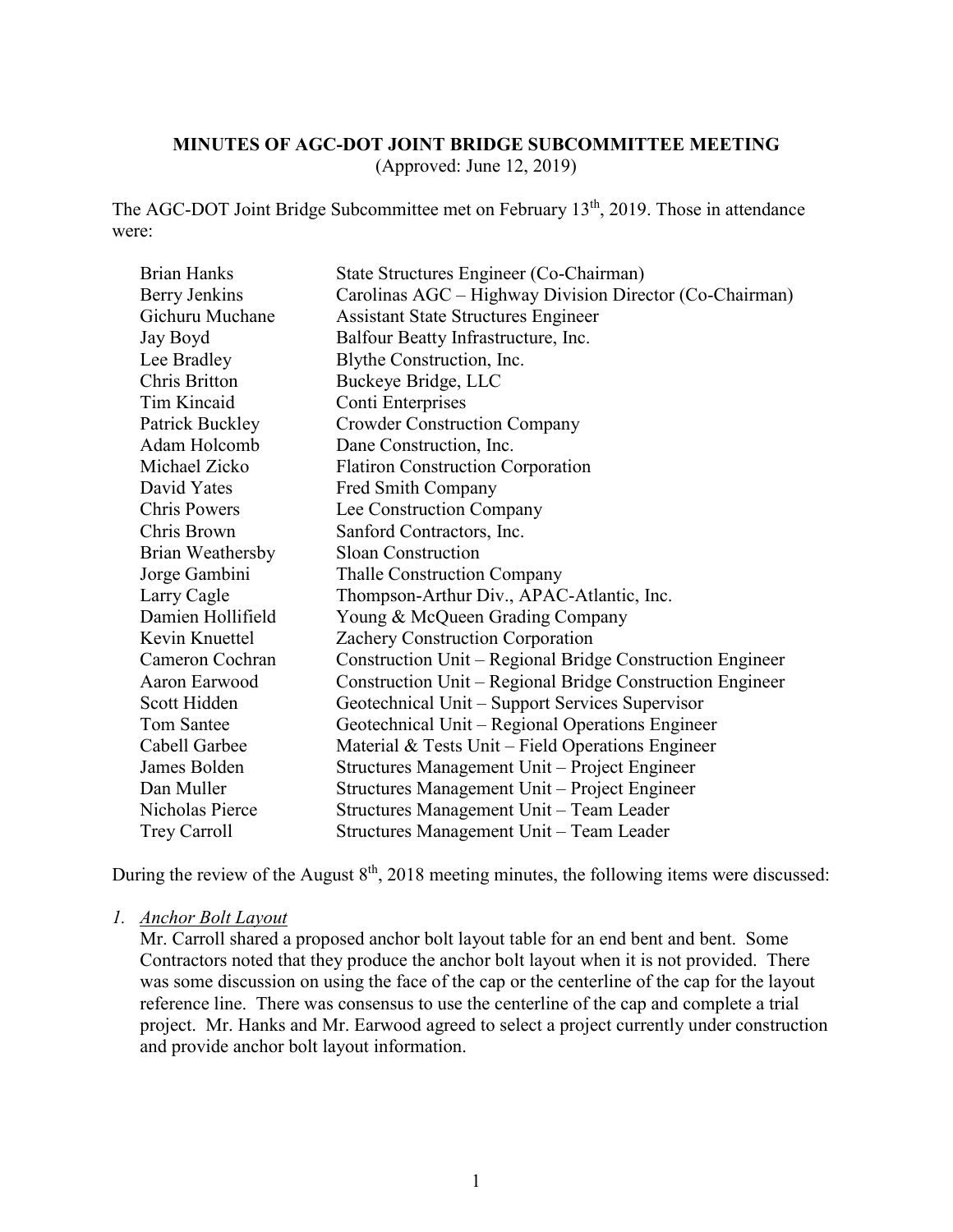# MINUTES OF AGC-DOT JOINT BRIDGE SUBCOMMITTEE MEETING

(Approved: June 12, 2019)

The AGC-DOT Joint Bridge Subcommittee met on February 13th, 2019. Those in attendance were:

| | |
|---|---|
| Brian Hanks | State Structures Engineer (Co-Chairman) |
| Berry Jenkins | Carolinas AGC – Highway Division Director (Co-Chairman) |
| Gichuru Muchane | Assistant State Structures Engineer |
| Jay Boyd | Balfour Beatty Infrastructure, Inc. |
| Lee Bradley | Blythe Construction, Inc. |
| Chris Britton | Buckeye Bridge, LLC |
| Tim Kincaid | Conti Enterprises |
| Patrick Buckley | Crowder Construction Company |
| Adam Holcomb | Dane Construction, Inc. |
| Michael Zicko | Flatiron Construction Corporation |
| David Yates | Fred Smith Company |
| Chris Powers | Lee Construction Company |
| Chris Brown | Sanford Contractors, Inc. |
| Brian Weathersby | Sloan Construction |
| Jorge Gambini | Thalle Construction Company |
| Larry Cagle | Thompson-Arthur Div., APAC-Atlantic, Inc. |
| Damien Hollifield | Young & McQueen Grading Company |
| Kevin Knuettel | Zachery Construction Corporation |
| Cameron Cochran | Construction Unit – Regional Bridge Construction Engineer |
| Aaron Earwood | Construction Unit – Regional Bridge Construction Engineer |
| Scott Hidden | Geotechnical Unit – Support Services Supervisor |
| Tom Santee | Geotechnical Unit – Regional Operations Engineer |
| Cabell Garbee | Material & Tests Unit – Field Operations Engineer |
| James Bolden | Structures Management Unit – Project Engineer |
| Dan Muller | Structures Management Unit – Project Engineer |
| Nicholas Pierce | Structures Management Unit – Team Leader |
| Trey Carroll | Structures Management Unit – Team Leader |

During the review of the August 8th, 2018 meeting minutes, the following items were discussed:

1. *Anchor Bolt Layout*

   Mr. Carroll shared a proposed anchor bolt layout table for an end bent and bent. Some Contractors noted that they produce the anchor bolt layout when it is not provided. There was some discussion on using the face of the cap or the centerline of the cap for the layout reference line. There was consensus to use the centerline of the cap and complete a trial project. Mr. Hanks and Mr. Earwood agreed to select a project currently under construction and provide anchor bolt layout information.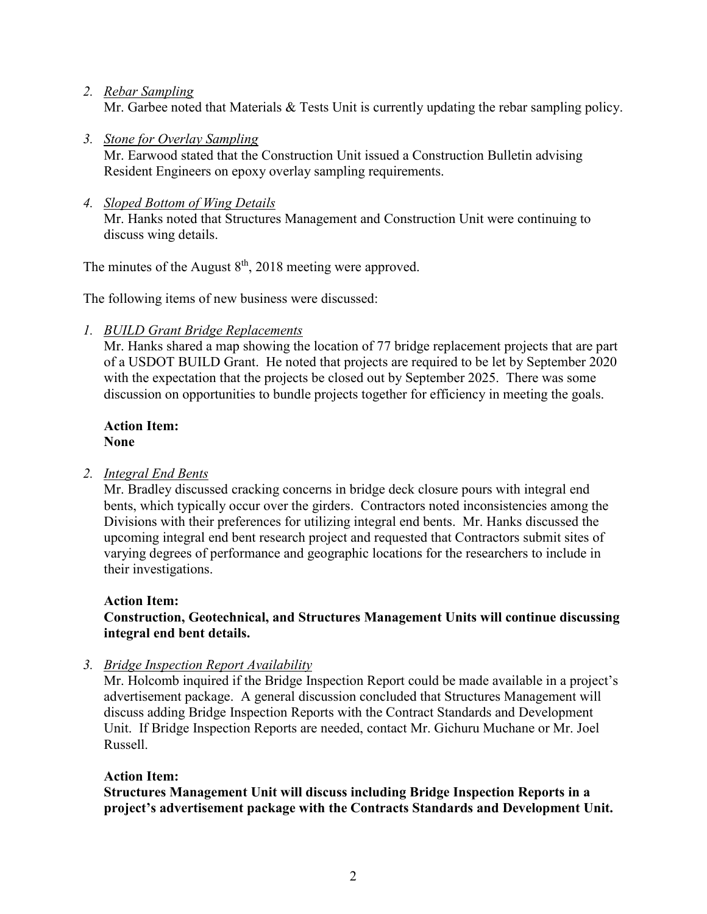2. *Rebar Sampling*
   Mr. Garbee noted that Materials & Tests Unit is currently updating the rebar sampling policy.

3. *Stone for Overlay Sampling*
   Mr. Earwood stated that the Construction Unit issued a Construction Bulletin advising Resident Engineers on epoxy overlay sampling requirements.

4. *Sloped Bottom of Wing Details*
   Mr. Hanks noted that Structures Management and Construction Unit were continuing to discuss wing details.

The minutes of the August 8th, 2018 meeting were approved.

The following items of new business were discussed:

1. *BUILD Grant Bridge Replacements*
   Mr. Hanks shared a map showing the location of 77 bridge replacement projects that are part of a USDOT BUILD Grant. He noted that projects are required to be let by September 2020 with the expectation that the projects be closed out by September 2025. There was some discussion on opportunities to bundle projects together for efficiency in meeting the goals.

   **Action Item:**
   **None**

2. *Integral End Bents*
   Mr. Bradley discussed cracking concerns in bridge deck closure pours with integral end bents, which typically occur over the girders. Contractors noted inconsistencies among the Divisions with their preferences for utilizing integral end bents. Mr. Hanks discussed the upcoming integral end bent research project and requested that Contractors submit sites of varying degrees of performance and geographic locations for the researchers to include in their investigations.

   **Action Item:**
   **Construction, Geotechnical, and Structures Management Units will continue discussing integral end bent details.**

3. *Bridge Inspection Report Availability*
   Mr. Holcomb inquired if the Bridge Inspection Report could be made available in a project's advertisement package. A general discussion concluded that Structures Management will discuss adding Bridge Inspection Reports with the Contract Standards and Development Unit. If Bridge Inspection Reports are needed, contact Mr. Gichuru Muchane or Mr. Joel Russell.

   **Action Item:**
   **Structures Management Unit will discuss including Bridge Inspection Reports in a project's advertisement package with the Contracts Standards and Development Unit.**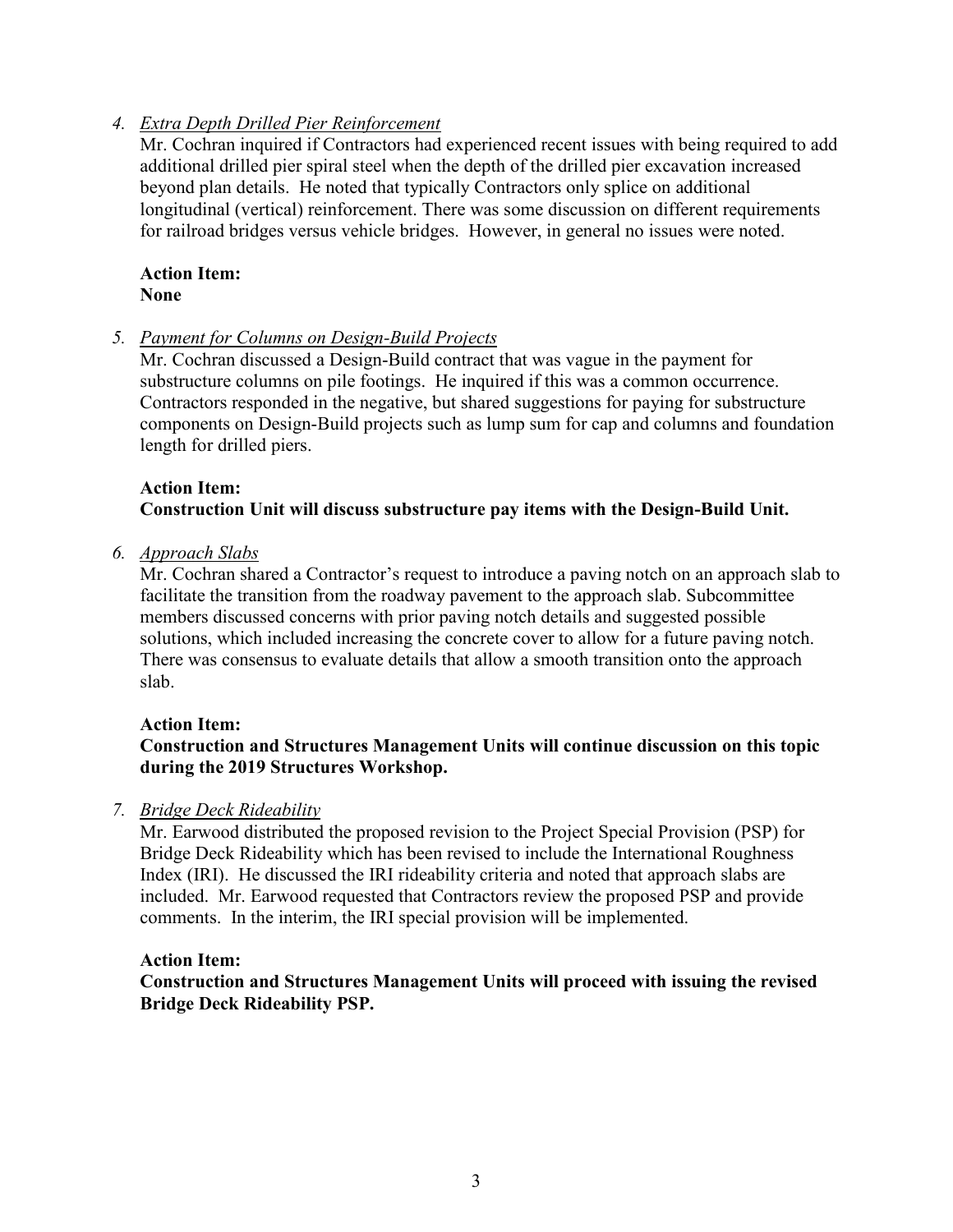4. *Extra Depth Drilled Pier Reinforcement*

   Mr. Cochran inquired if Contractors had experienced recent issues with being required to add additional drilled pier spiral steel when the depth of the drilled pier excavation increased beyond plan details. He noted that typically Contractors only splice on additional longitudinal (vertical) reinforcement. There was some discussion on different requirements for railroad bridges versus vehicle bridges. However, in general no issues were noted.

   **Action Item:**
   **None**

5. *Payment for Columns on Design-Build Projects*

   Mr. Cochran discussed a Design-Build contract that was vague in the payment for substructure columns on pile footings. He inquired if this was a common occurrence. Contractors responded in the negative, but shared suggestions for paying for substructure components on Design-Build projects such as lump sum for cap and columns and foundation length for drilled piers.

   **Action Item:**
   **Construction Unit will discuss substructure pay items with the Design-Build Unit.**

6. *Approach Slabs*

   Mr. Cochran shared a Contractor's request to introduce a paving notch on an approach slab to facilitate the transition from the roadway pavement to the approach slab. Subcommittee members discussed concerns with prior paving notch details and suggested possible solutions, which included increasing the concrete cover to allow for a future paving notch. There was consensus to evaluate details that allow a smooth transition onto the approach slab.

   **Action Item:**
   **Construction and Structures Management Units will continue discussion on this topic during the 2019 Structures Workshop.**

7. *Bridge Deck Rideability*

   Mr. Earwood distributed the proposed revision to the Project Special Provision (PSP) for Bridge Deck Rideability which has been revised to include the International Roughness Index (IRI). He discussed the IRI rideability criteria and noted that approach slabs are included. Mr. Earwood requested that Contractors review the proposed PSP and provide comments. In the interim, the IRI special provision will be implemented.

   **Action Item:**
   **Construction and Structures Management Units will proceed with issuing the revised Bridge Deck Rideability PSP.**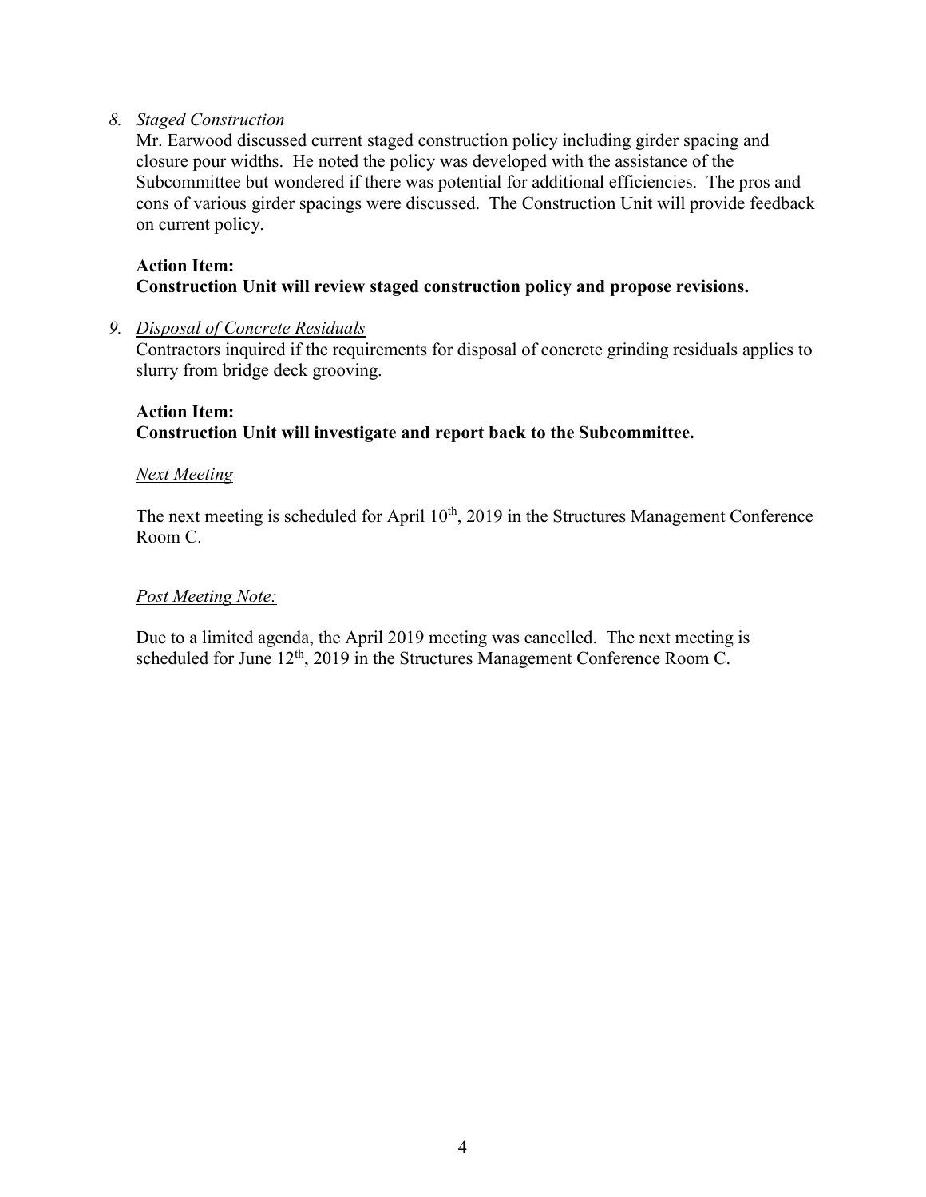8. *Staged Construction*

   Mr. Earwood discussed current staged construction policy including girder spacing and closure pour widths. He noted the policy was developed with the assistance of the Subcommittee but wondered if there was potential for additional efficiencies. The pros and cons of various girder spacings were discussed. The Construction Unit will provide feedback on current policy.

   **Action Item:**
   **Construction Unit will review staged construction policy and propose revisions.**

9. *Disposal of Concrete Residuals*

   Contractors inquired if the requirements for disposal of concrete grinding residuals applies to slurry from bridge deck grooving.

   **Action Item:**
   **Construction Unit will investigate and report back to the Subcommittee.**

*Next Meeting*

The next meeting is scheduled for April 10th, 2019 in the Structures Management Conference Room C.

*Post Meeting Note:*

Due to a limited agenda, the April 2019 meeting was cancelled. The next meeting is scheduled for June 12th, 2019 in the Structures Management Conference Room C.